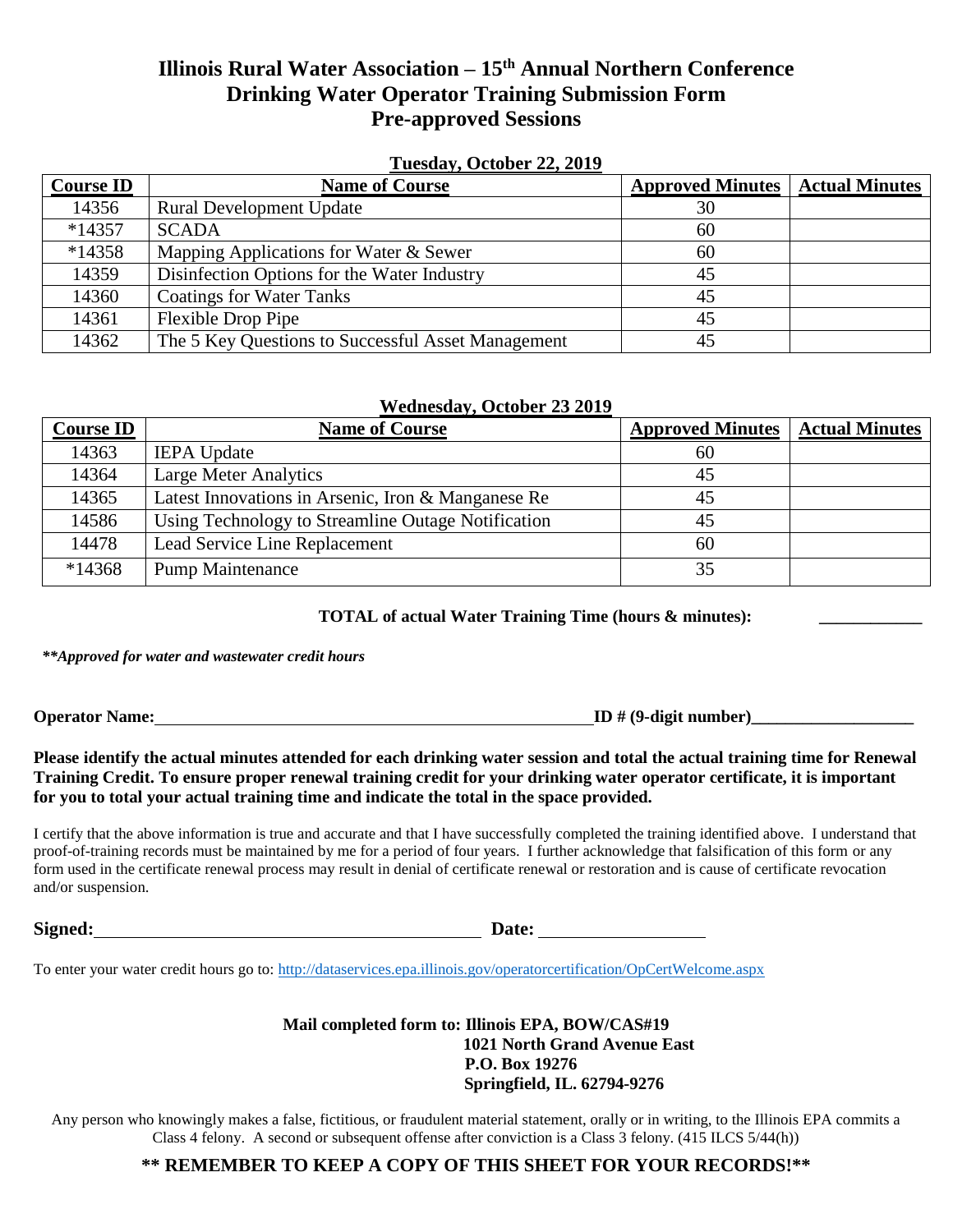# Illinois Rural Water Association – 15th Annual Northern Conference
# Drinking Water Operator Training Submission Form
# Pre-approved Sessions

**Tuesday, October 22, 2019**

| Course ID | Name of Course | Approved Minutes | Actual Minutes |
|---|---|---|---|
| 14356 | Rural Development Update | 30 | |
| *14357 | SCADA | 60 | |
| *14358 | Mapping Applications for Water & Sewer | 60 | |
| 14359 | Disinfection Options for the Water Industry | 45 | |
| 14360 | Coatings for Water Tanks | 45 | |
| 14361 | Flexible Drop Pipe | 45 | |
| 14362 | The 5 Key Questions to Successful Asset Management | 45 | |

**Wednesday, October 23 2019**

| Course ID | Name of Course | Approved Minutes | Actual Minutes |
|---|---|---|---|
| 14363 | IEPA Update | 60 | |
| 14364 | Large Meter Analytics | 45 | |
| 14365 | Latest Innovations in Arsenic, Iron & Manganese Re | 45 | |
| 14586 | Using Technology to Streamline Outage Notification | 45 | |
| 14478 | Lead Service Line Replacement | 60 | |
| *14368 | Pump Maintenance | 35 | |

**TOTAL of actual Water Training Time (hours & minutes):** ____________

***\*Approved for water and wastewater credit hours***

**Operator Name:** ______________________________ **ID # (9-digit number)**____________________

**Please identify the actual minutes attended for each drinking water session and total the actual training time for Renewal Training Credit. To ensure proper renewal training credit for your drinking water operator certificate, it is important for you to total your actual training time and indicate the total in the space provided.**

I certify that the above information is true and accurate and that I have successfully completed the training identified above. I understand that proof-of-training records must be maintained by me for a period of four years. I further acknowledge that falsification of this form or any form used in the certificate renewal process may result in denial of certificate renewal or restoration and is cause of certificate revocation and/or suspension.

**Signed:** ______________________________ **Date:** ____________________

To enter your water credit hours go to: http://dataservices.epa.illinois.gov/operatorcertification/OpCertWelcome.aspx

**Mail completed form to: Illinois EPA, BOW/CAS#19**
**1021 North Grand Avenue East**
**P.O. Box 19276**
**Springfield, IL. 62794-9276**

Any person who knowingly makes a false, fictitious, or fraudulent material statement, orally or in writing, to the Illinois EPA commits a Class 4 felony. A second or subsequent offense after conviction is a Class 3 felony. (415 ILCS 5/44(h))

**\*\* REMEMBER TO KEEP A COPY OF THIS SHEET FOR YOUR RECORDS!\*\***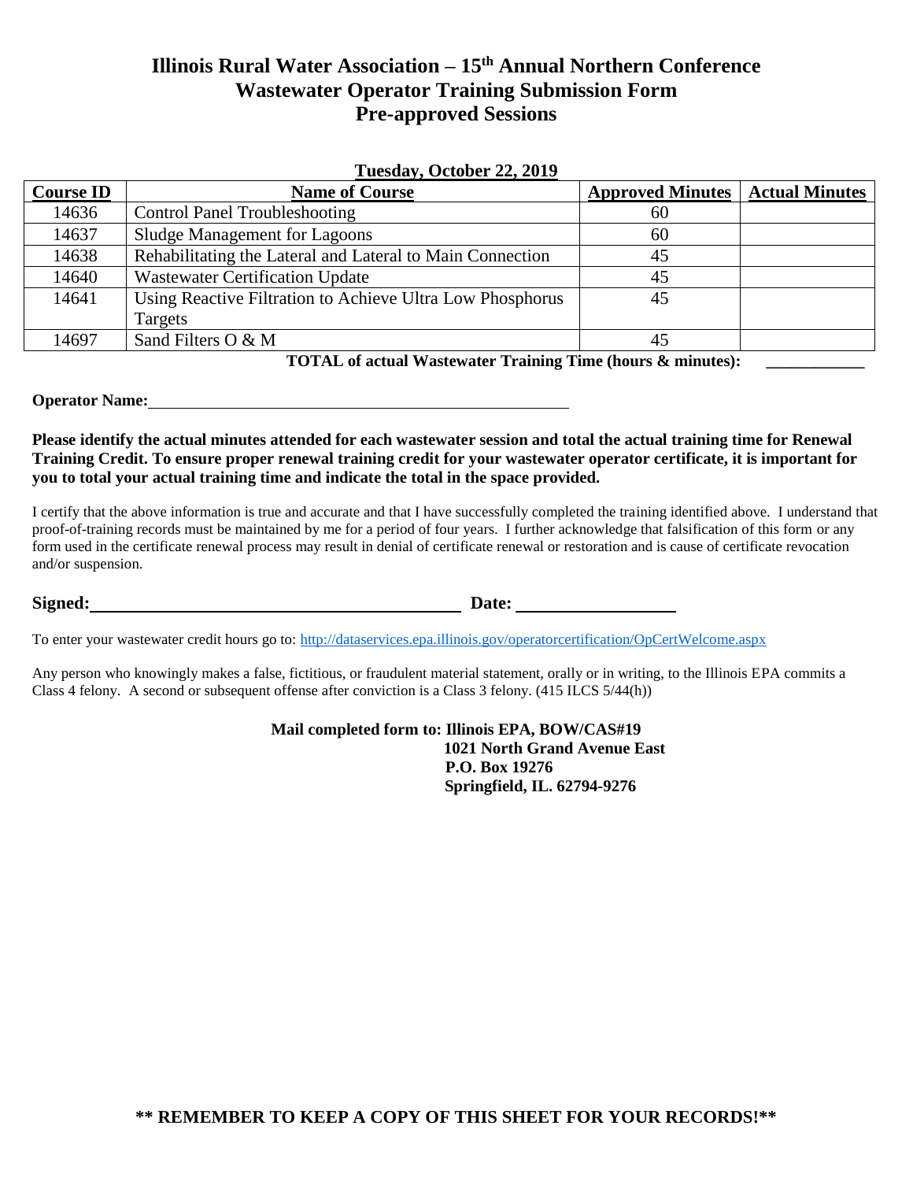# Illinois Rural Water Association – 15th Annual Northern Conference
# Wastewater Operator Training Submission Form
# Pre-approved Sessions

**Tuesday, October 22, 2019**

| Course ID | Name of Course | Approved Minutes | Actual Minutes |
|---|---|---|---|
| 14636 | Control Panel Troubleshooting | 60 | |
| 14637 | Sludge Management for Lagoons | 60 | |
| 14638 | Rehabilitating the Lateral and Lateral to Main Connection | 45 | |
| 14640 | Wastewater Certification Update | 45 | |
| 14641 | Using Reactive Filtration to Achieve Ultra Low Phosphorus Targets | 45 | |
| 14697 | Sand Filters O & M | 45 | |

**TOTAL of actual Wastewater Training Time (hours & minutes):** ___________

**Operator Name:** ____________________________________________

**Please identify the actual minutes attended for each wastewater session and total the actual training time for Renewal Training Credit. To ensure proper renewal training credit for your wastewater operator certificate, it is important for you to total your actual training time and indicate the total in the space provided.**

I certify that the above information is true and accurate and that I have successfully completed the training identified above. I understand that proof-of-training records must be maintained by me for a period of four years. I further acknowledge that falsification of this form or any form used in the certificate renewal process may result in denial of certificate renewal or restoration and is cause of certificate revocation and/or suspension.

**Signed:** ________________________________________ **Date:** __________________

To enter your wastewater credit hours go to: http://dataservices.epa.illinois.gov/operatorcertification/OpCertWelcome.aspx

Any person who knowingly makes a false, fictitious, or fraudulent material statement, orally or in writing, to the Illinois EPA commits a Class 4 felony. A second or subsequent offense after conviction is a Class 3 felony. (415 ILCS 5/44(h))

**Mail completed form to: Illinois EPA, BOW/CAS#19**
**1021 North Grand Avenue East**
**P.O. Box 19276**
**Springfield, IL. 62794-9276**

**\*\* REMEMBER TO KEEP A COPY OF THIS SHEET FOR YOUR RECORDS!\*\***